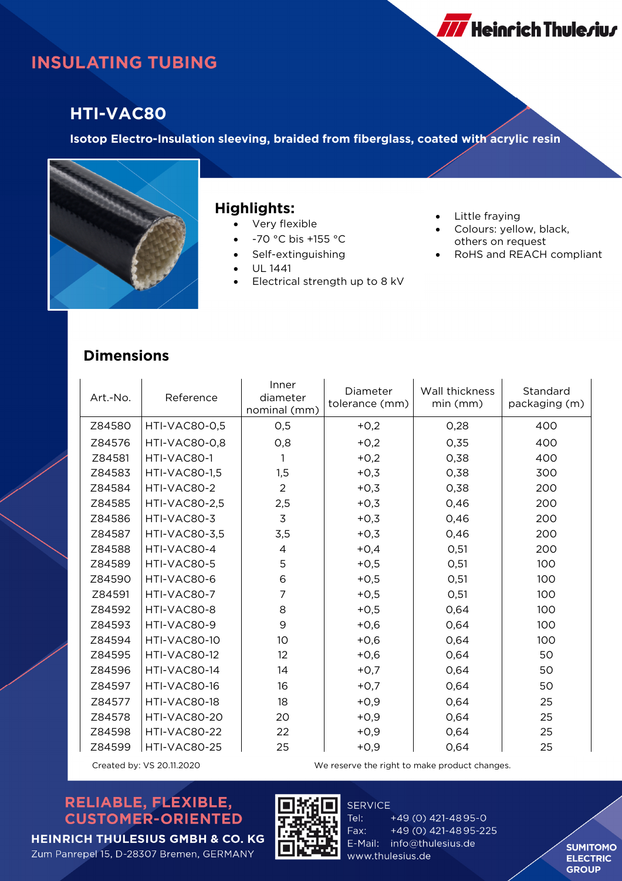Heinrich Thulesius

# INSULATING TUBING

## HTI-VAC80

**Isotop Electro-Insulation sleeving, braided from fiberglass, coated with acrylic resin**

### Highlights:

- Very flexible
- -70 °C bis +155 °C
- Self-extinguishing
- UL 1441
- Electrical strength up to 8 kV
- Little fraying
- Colours: yellow, black, others on request
- RoHS and REACH compliant

### Dimensions

| Art.-No. | Reference | Inner diameter nominal (mm) | Diameter tolerance (mm) | Wall thickness min (mm) | Standard packaging (m) |
|---|---|---|---|---|---|
| Z84580 | HTI-VAC80-0,5 | 0,5 | +0,2 | 0,28 | 400 |
| Z84576 | HTI-VAC80-0,8 | 0,8 | +0,2 | 0,35 | 400 |
| Z84581 | HTI-VAC80-1 | 1 | +0,2 | 0,38 | 400 |
| Z84583 | HTI-VAC80-1,5 | 1,5 | +0,3 | 0,38 | 300 |
| Z84584 | HTI-VAC80-2 | 2 | +0,3 | 0,38 | 200 |
| Z84585 | HTI-VAC80-2,5 | 2,5 | +0,3 | 0,46 | 200 |
| Z84586 | HTI-VAC80-3 | 3 | +0,3 | 0,46 | 200 |
| Z84587 | HTI-VAC80-3,5 | 3,5 | +0,3 | 0,46 | 200 |
| Z84588 | HTI-VAC80-4 | 4 | +0,4 | 0,51 | 200 |
| Z84589 | HTI-VAC80-5 | 5 | +0,5 | 0,51 | 100 |
| Z84590 | HTI-VAC80-6 | 6 | +0,5 | 0,51 | 100 |
| Z84591 | HTI-VAC80-7 | 7 | +0,5 | 0,51 | 100 |
| Z84592 | HTI-VAC80-8 | 8 | +0,5 | 0,64 | 100 |
| Z84593 | HTI-VAC80-9 | 9 | +0,6 | 0,64 | 100 |
| Z84594 | HTI-VAC80-10 | 10 | +0,6 | 0,64 | 100 |
| Z84595 | HTI-VAC80-12 | 12 | +0,6 | 0,64 | 50 |
| Z84596 | HTI-VAC80-14 | 14 | +0,7 | 0,64 | 50 |
| Z84597 | HTI-VAC80-16 | 16 | +0,7 | 0,64 | 50 |
| Z84577 | HTI-VAC80-18 | 18 | +0,9 | 0,64 | 25 |
| Z84578 | HTI-VAC80-20 | 20 | +0,9 | 0,64 | 25 |
| Z84598 | HTI-VAC80-22 | 22 | +0,9 | 0,64 | 25 |
| Z84599 | HTI-VAC80-25 | 25 | +0,9 | 0,64 | 25 |

Created by: VS 20.11.2020

We reserve the right to make product changes.

**RELIABLE, FLEXIBLE, CUSTOMER-ORIENTED**

**HEINRICH THULESIUS GMBH & CO. KG**
Zum Panrepel 15, D-28307 Bremen, GERMANY

SERVICE
Tel: +49 (0) 421-4895-0
Fax: +49 (0) 421-4895-225
E-Mail: info@thulesius.de
www.thulesius.de

**SUMITOMO ELECTRIC GROUP**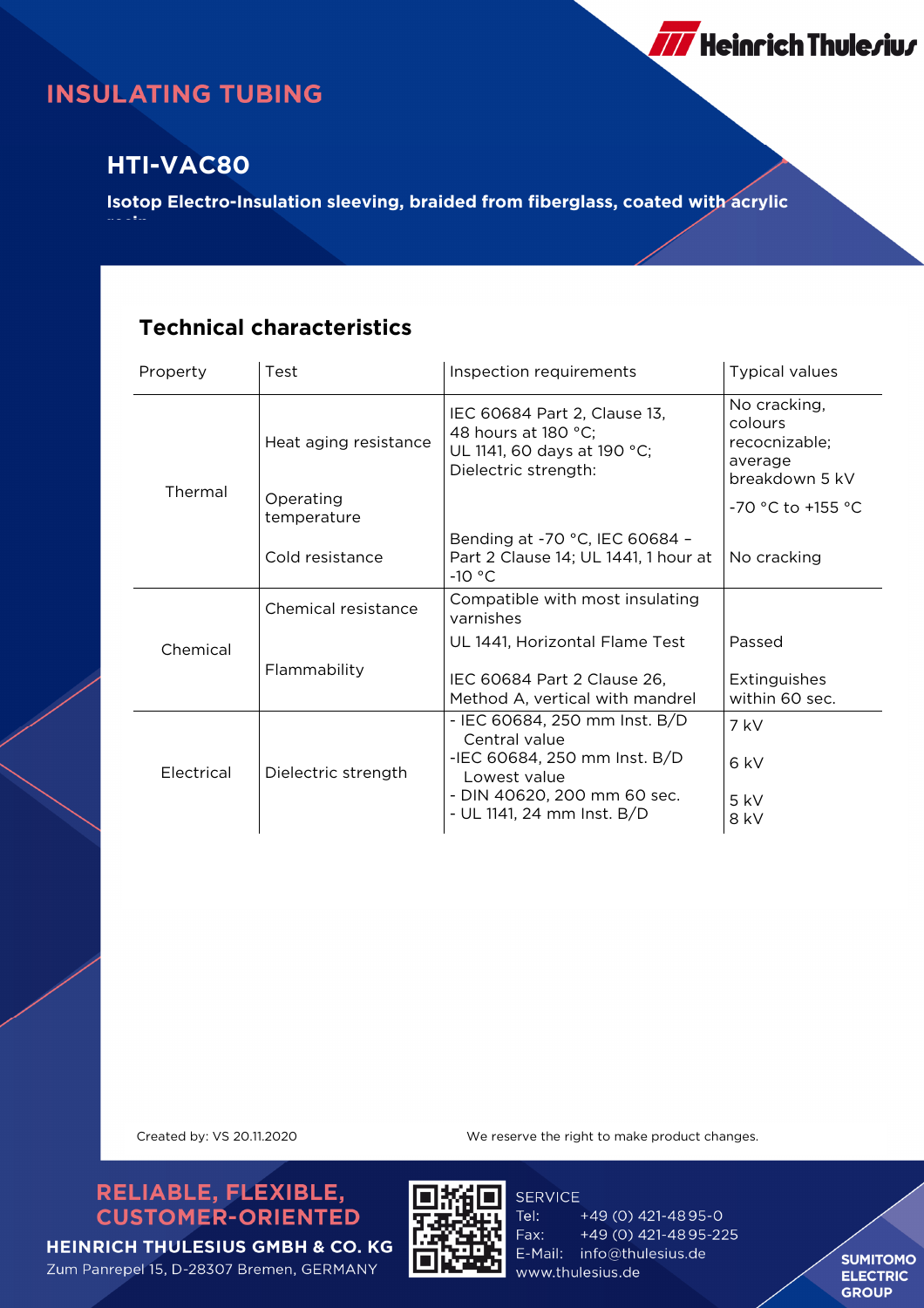# INSULATING TUBING

## HTI-VAC80

**Isotop Electro-Insulation sleeving, braided from fiberglass, coated with acrylic resin**

### Technical characteristics

| Property | Test | Inspection requirements | Typical values |
|---|---|---|---|
| Thermal | Heat aging resistance | IEC 60684 Part 2, Clause 13, 48 hours at 180 °C; UL 1141, 60 days at 190 °C; Dielectric strength: | No cracking, colours recocnizable; average breakdown 5 kV |
| | Operating temperature | | -70 °C to +155 °C |
| | Cold resistance | Bending at -70 °C, IEC 60684 – Part 2 Clause 14; UL 1441, 1 hour at -10 °C | No cracking |
| Chemical | Chemical resistance | Compatible with most insulating varnishes | |
| | Flammability | UL 1441, Horizontal Flame Test | Passed |
| | | IEC 60684 Part 2 Clause 26, Method A, vertical with mandrel | Extinguishes within 60 sec. |
| Electrical | Dielectric strength | - IEC 60684, 250 mm Inst. B/D Central value | 7 kV |
| | | -IEC 60684, 250 mm Inst. B/D Lowest value | 6 kV |
| | | - DIN 40620, 200 mm 60 sec. | 5 kV |
| | | - UL 1141, 24 mm Inst. B/D | 8 kV |

Created by: VS 20.11.2020

We reserve the right to make product changes.

**RELIABLE, FLEXIBLE, CUSTOMER-ORIENTED**

**HEINRICH THULESIUS GMBH & CO. KG**
Zum Panrepel 15, D-28307 Bremen, GERMANY

SERVICE
Tel: +49 (0) 421-4895-0
Fax: +49 (0) 421-4895-225
E-Mail: info@thulesius.de
www.thulesius.de

SUMITOMO ELECTRIC GROUP